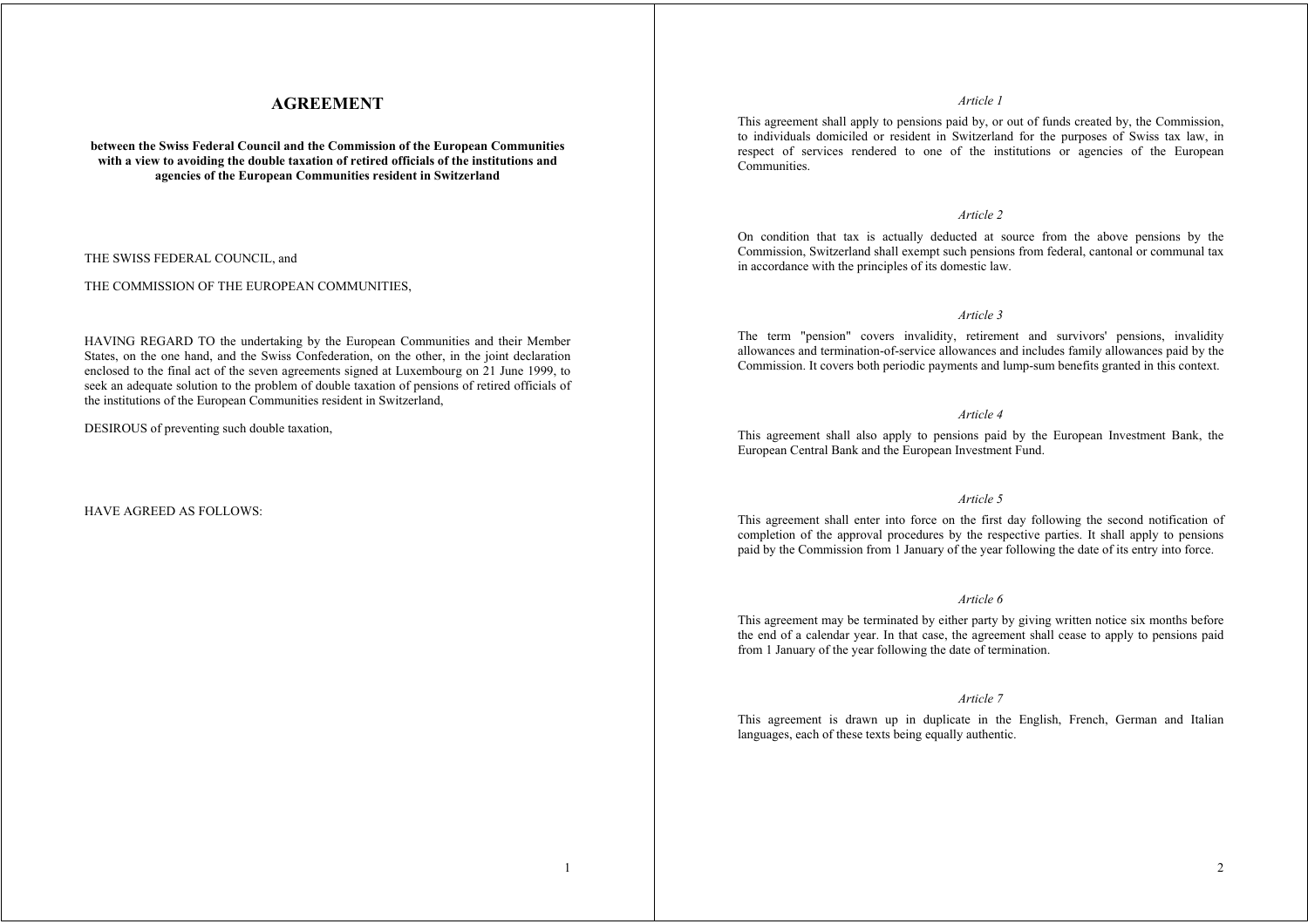# AGREEMENT

**between the Swiss Federal Council and the Commission of the European Communities with a view to avoiding the double taxation of retired officials of the institutions and agencies of the European Communities resident in Switzerland**

THE SWISS FEDERAL COUNCIL, and

THE COMMISSION OF THE EUROPEAN COMMUNITIES,

HAVING REGARD TO the undertaking by the European Communities and their Member States, on the one hand, and the Swiss Confederation, on the other, in the joint declaration enclosed to the final act of the seven agreements signed at Luxembourg on 21 June 1999, to seek an adequate solution to the problem of double taxation of pensions of retired officials of the institutions of the European Communities resident in Switzerland,

DESIROUS of preventing such double taxation,

HAVE AGREED AS FOLLOWS:

*Article 1*

This agreement shall apply to pensions paid by, or out of funds created by, the Commission, to individuals domiciled or resident in Switzerland for the purposes of Swiss tax law, in respect of services rendered to one of the institutions or agencies of the European Communities.

*Article 2*

On condition that tax is actually deducted at source from the above pensions by the Commission, Switzerland shall exempt such pensions from federal, cantonal or communal tax in accordance with the principles of its domestic law.

*Article 3*

The term "pension" covers invalidity, retirement and survivors' pensions, invalidity allowances and termination-of-service allowances and includes family allowances paid by the Commission. It covers both periodic payments and lump-sum benefits granted in this context.

*Article 4*

This agreement shall also apply to pensions paid by the European Investment Bank, the European Central Bank and the European Investment Fund.

*Article 5*

This agreement shall enter into force on the first day following the second notification of completion of the approval procedures by the respective parties. It shall apply to pensions paid by the Commission from 1 January of the year following the date of its entry into force.

*Article 6*

This agreement may be terminated by either party by giving written notice six months before the end of a calendar year. In that case, the agreement shall cease to apply to pensions paid from 1 January of the year following the date of termination.

*Article 7*

This agreement is drawn up in duplicate in the English, French, German and Italian languages, each of these texts being equally authentic.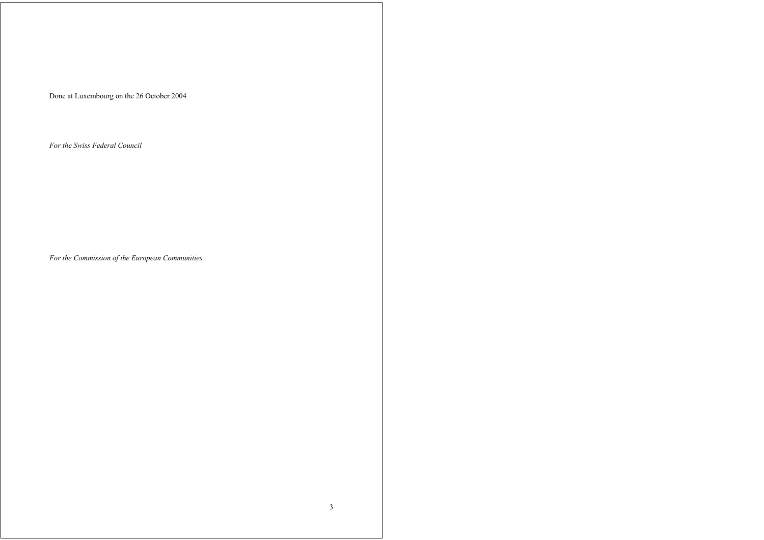Done at Luxembourg on the 26 October 2004

*For the Swiss Federal Council*

*For the Commission of the European Communities*